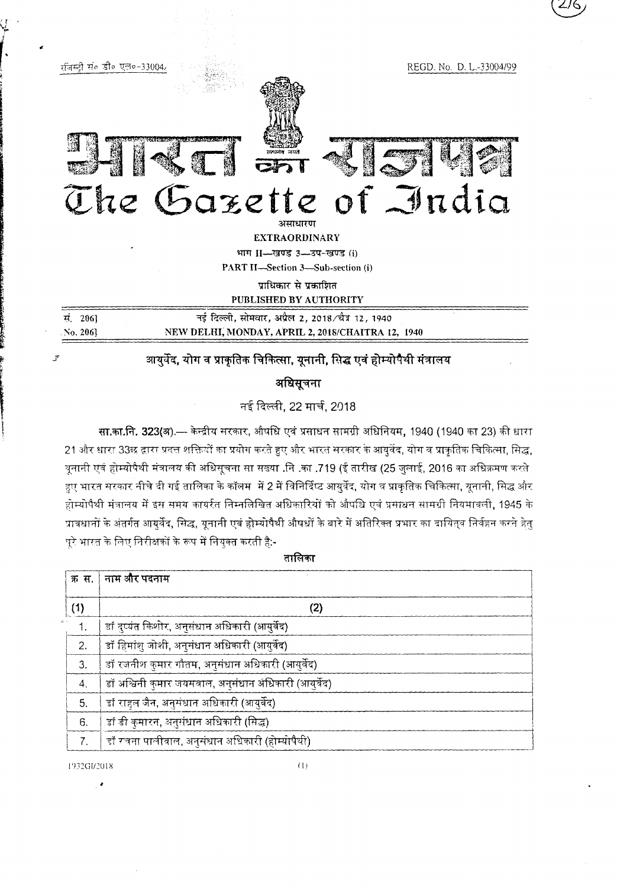रजिस्ट्री सं० डी० एल०-33004/99 REGD. No. D. L.-33004/99

# भारत का राजपत्र
# The Gazette of India

असाधारण

**EXTRAORDINARY**

भाग II—खण्ड 3—उप-खण्ड (i)

**PART II—Section 3—Sub-section (i)**

प्राधिकार से प्रकाशित

**PUBLISHED BY AUTHORITY**

| सं. 206] | नई दिल्ली, सोमवार, अप्रैल 2, 2018/चैत्र 12, 1940 |
|---|---|
| No. 206] | NEW DELHI, MONDAY, APRIL 2, 2018/CHAITRA 12, 1940 |

## आयुर्वेद, योग व प्राकृतिक चिकित्सा, यूनानी, सिद्ध एवं होम्योपैथी मंत्रालय

### अधिसूचना

नई दिल्ली, 22 मार्च, 2018

**सा.का.नि. 323(अ).**— केन्द्रीय सरकार, औषधि एवं प्रसाधन सामग्री अधिनियम, 1940 (1940 का 23) की धारा 21 और धारा 33छ द्वारा प्रदत्त शक्तियों का प्रयोग करते हुए और भारत सरकार के आयुर्वेद, योग व प्राकृतिक चिकित्सा, सिद्ध, यूनानी एवं होम्योपैथी मंत्रालय की अधिसूचना सा संख्या .नि .का .719 (ई तारीख (25 जुलाई, 2016 का अधिक्रमण करते हुए भारत सरकार नीचे दी गई तालिका के कॉलम में 2 में विनिर्दिष्ट आयुर्वेद, योग व प्राकृतिक चिकित्सा, यूनानी, सिद्ध और होम्योपैथी मंत्रालय में इस समय कार्यरत निम्नलिखित अधिकारियों को औषधि एवं प्रसाधन सामग्री नियमावली, 1945 के प्रावधानों के अंतर्गत आयुर्वेद, सिद्ध, यूनानी एवं होम्योपैथी औषधों के बारे में अतिरिक्त प्रभार का दायित्व निर्वहन करने हेतु पूरे भारत के लिए निरीक्षकों के रूप में नियुक्त करती है:-

तालिका

| क्र स. | नाम और पदनाम |
|---|---|
| (1) | (2) |
| 1. | डॉ दुष्यंत किशोर, अनुसंधान अधिकारी (आयुर्वेद) |
| 2. | डॉ हिमांशु जोशी, अनुसंधान अधिकारी (आयुर्वेद) |
| 3. | डॉ रजनीश कुमार गौतम, अनुसंधान अधिकारी (आयुर्वेद) |
| 4. | डॉ अश्विनी कुमार जयसवाल, अनुसंधान अधिकारी (आयुर्वेद) |
| 5. | डॉ राहुल जैन, अनुसंधान अधिकारी (आयुर्वेद) |
| 6. | डॉ डी कुमारन, अनुसंधान अधिकारी (सिद्ध) |
| 7. | डॉ रचना पालीवाल, अनुसंधान अधिकारी (होम्योपैथी) |

1932GI/2018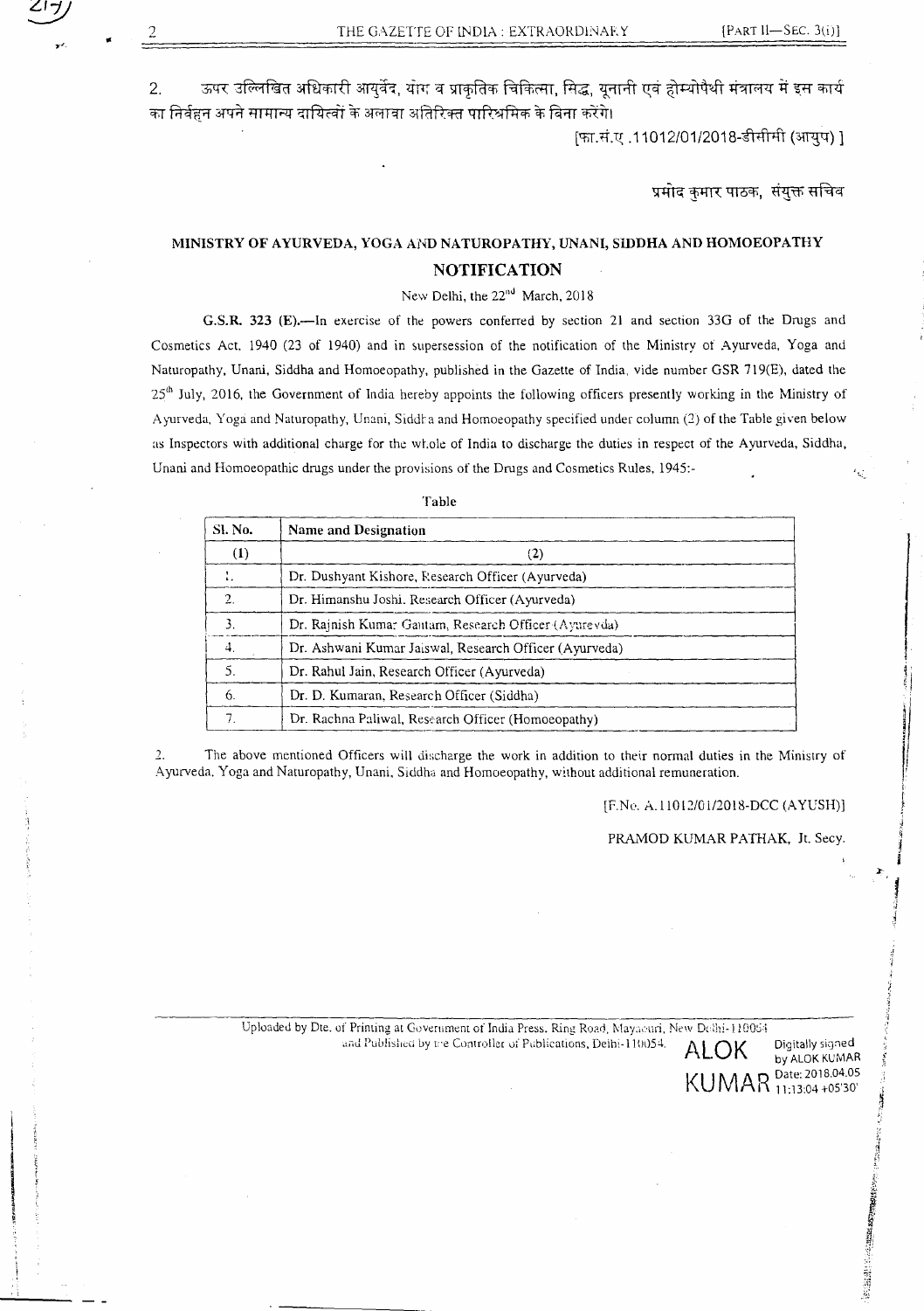2. ऊपर उल्लिखित अधिकारी आयुर्वेद, योग व प्राकृतिक चिकित्सा, सिद्ध, यूनानी एवं होम्योपैथी मंत्रालय में इस कार्य का निर्वहन अपने सामान्य दायित्वों के अलावा अतिरिक्त पारिश्रमिक के बिना करेंगे।

[फा.सं.ए .11012/01/2018-डीसीसी (आयुष) ]

प्रमोद कुमार पाठक, संयुक्त सचिव

## MINISTRY OF AYURVEDA, YOGA AND NATUROPATHY, UNANI, SIDDHA AND HOMOEOPATHY

## NOTIFICATION

New Delhi, the 22nd March, 2018

**G.S.R. 323 (E).**—In exercise of the powers conferred by section 21 and section 33G of the Drugs and Cosmetics Act, 1940 (23 of 1940) and in supersession of the notification of the Ministry of Ayurveda, Yoga and Naturopathy, Unani, Siddha and Homoeopathy, published in the Gazette of India, vide number GSR 719(E), dated the 25th July, 2016, the Government of India hereby appoints the following officers presently working in the Ministry of Ayurveda, Yoga and Naturopathy, Unani, Siddha and Homoeopathy specified under column (2) of the Table given below as Inspectors with additional charge for the whole of India to discharge the duties in respect of the Ayurveda, Siddha, Unani and Homoeopathic drugs under the provisions of the Drugs and Cosmetics Rules, 1945:-

Table

| Sl. No. | Name and Designation |
|---|---|
| (1) | (2) |
| 1. | Dr. Dushyant Kishore, Research Officer (Ayurveda) |
| 2. | Dr. Himanshu Joshi, Research Officer (Ayurveda) |
| 3. | Dr. Rajnish Kumar Gautam, Research Officer (Ayurveda) |
| 4. | Dr. Ashwani Kumar Jaiswal, Research Officer (Ayurveda) |
| 5. | Dr. Rahul Jain, Research Officer (Ayurveda) |
| 6. | Dr. D. Kumaran, Research Officer (Siddha) |
| 7. | Dr. Rachna Paliwal, Research Officer (Homoeopathy) |

2. The above mentioned Officers will discharge the work in addition to their normal duties in the Ministry of Ayurveda, Yoga and Naturopathy, Unani, Siddha and Homoeopathy, without additional remuneration.

[F.No. A.11012/01/2018-DCC (AYUSH)]

PRAMOD KUMAR PATHAK, Jt. Secy.

Uploaded by Dte. of Printing at Government of India Press, Ring Road, Mayapuri, New Delhi-110064 and Published by the Controller of Publications, Delhi-110054.

ALOK KUMAR Digitally signed by ALOK KUMAR Date: 2018.04.05 11:13:04 +05'30'